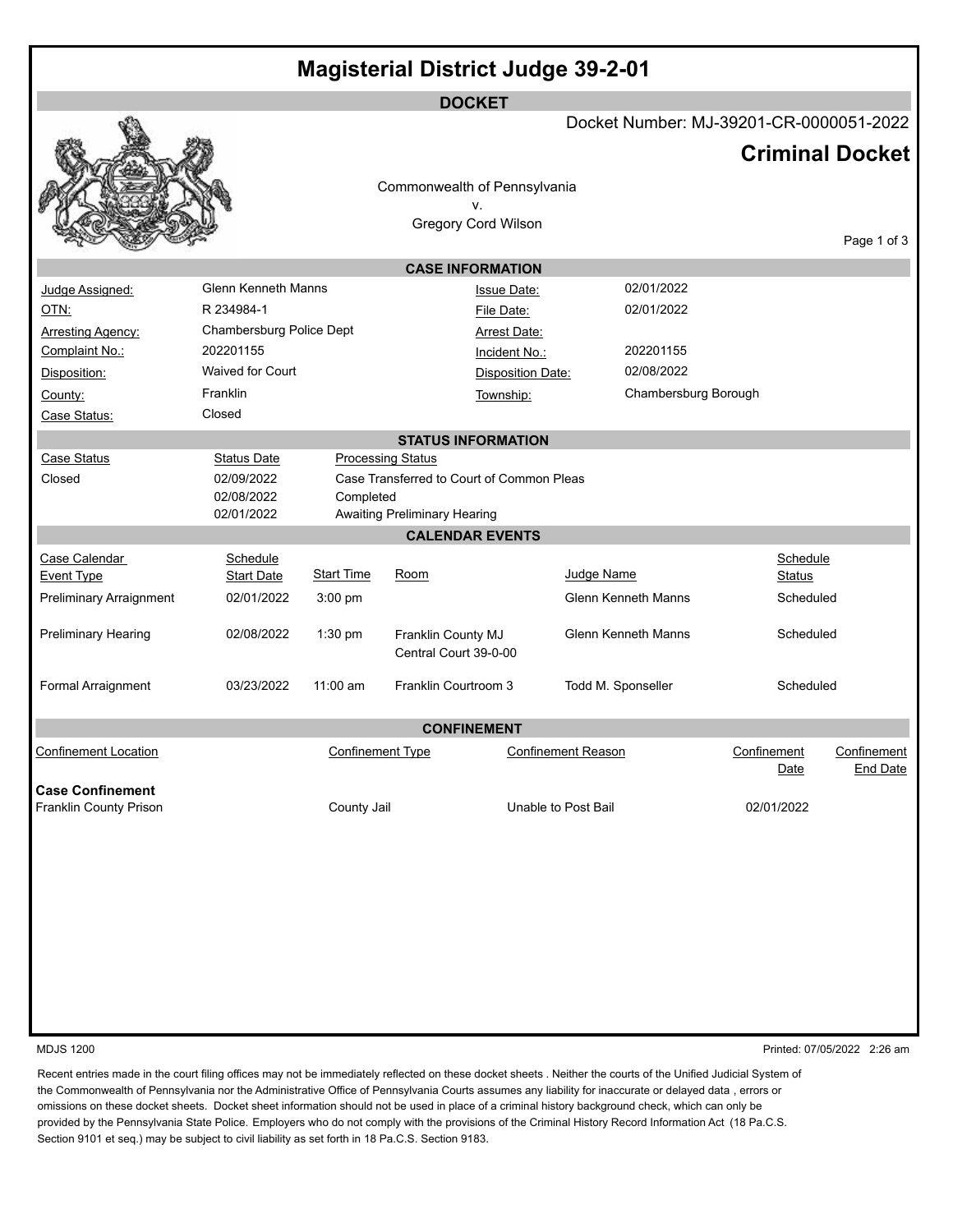# Magisterial District Judge 39-2-01

## DOCKET

Docket Number: MJ-39201-CR-0000051-2022

## Criminal Docket

Commonwealth of Pennsylvania
v.
Gregory Cord Wilson

### CASE INFORMATION

| | | | |
|---|---|---|---|
| Judge Assigned: | Glenn Kenneth Manns | Issue Date: | 02/01/2022 |
| OTN: | R 234984-1 | File Date: | 02/01/2022 |
| Arresting Agency: | Chambersburg Police Dept | Arrest Date: | |
| Complaint No.: | 202201155 | Incident No.: | 202201155 |
| Disposition: | Waived for Court | Disposition Date: | 02/08/2022 |
| County: | Franklin | Township: | Chambersburg Borough |
| Case Status: | Closed | | |

### STATUS INFORMATION

| Case Status | Status Date | Processing Status |
|---|---|---|
| Closed | 02/09/2022 | Case Transferred to Court of Common Pleas |
| | 02/08/2022 | Completed |
| | 02/01/2022 | Awaiting Preliminary Hearing |

### CALENDAR EVENTS

| Case Calendar Event Type | Schedule Start Date | Start Time | Room | Judge Name | Schedule Status |
|---|---|---|---|---|---|
| Preliminary Arraignment | 02/01/2022 | 3:00 pm | | Glenn Kenneth Manns | Scheduled |
| Preliminary Hearing | 02/08/2022 | 1:30 pm | Franklin County MJ Central Court 39-0-00 | Glenn Kenneth Manns | Scheduled |
| Formal Arraignment | 03/23/2022 | 11:00 am | Franklin Courtroom 3 | Todd M. Sponseller | Scheduled |

### CONFINEMENT

| Confinement Location | Confinement Type | Confinement Reason | Confinement Date | Confinement End Date |
|---|---|---|---|---|
| **Case Confinement** | | | | |
| Franklin County Prison | County Jail | Unable to Post Bail | 02/01/2022 | |

MDJS 1200

Printed: 07/05/2022 2:26 am

Recent entries made in the court filing offices may not be immediately reflected on these docket sheets . Neither the courts of the Unified Judicial System of the Commonwealth of Pennsylvania nor the Administrative Office of Pennsylvania Courts assumes any liability for inaccurate or delayed data , errors or omissions on these docket sheets. Docket sheet information should not be used in place of a criminal history background check, which can only be provided by the Pennsylvania State Police. Employers who do not comply with the provisions of the Criminal History Record Information Act (18 Pa.C.S. Section 9101 et seq.) may be subject to civil liability as set forth in 18 Pa.C.S. Section 9183.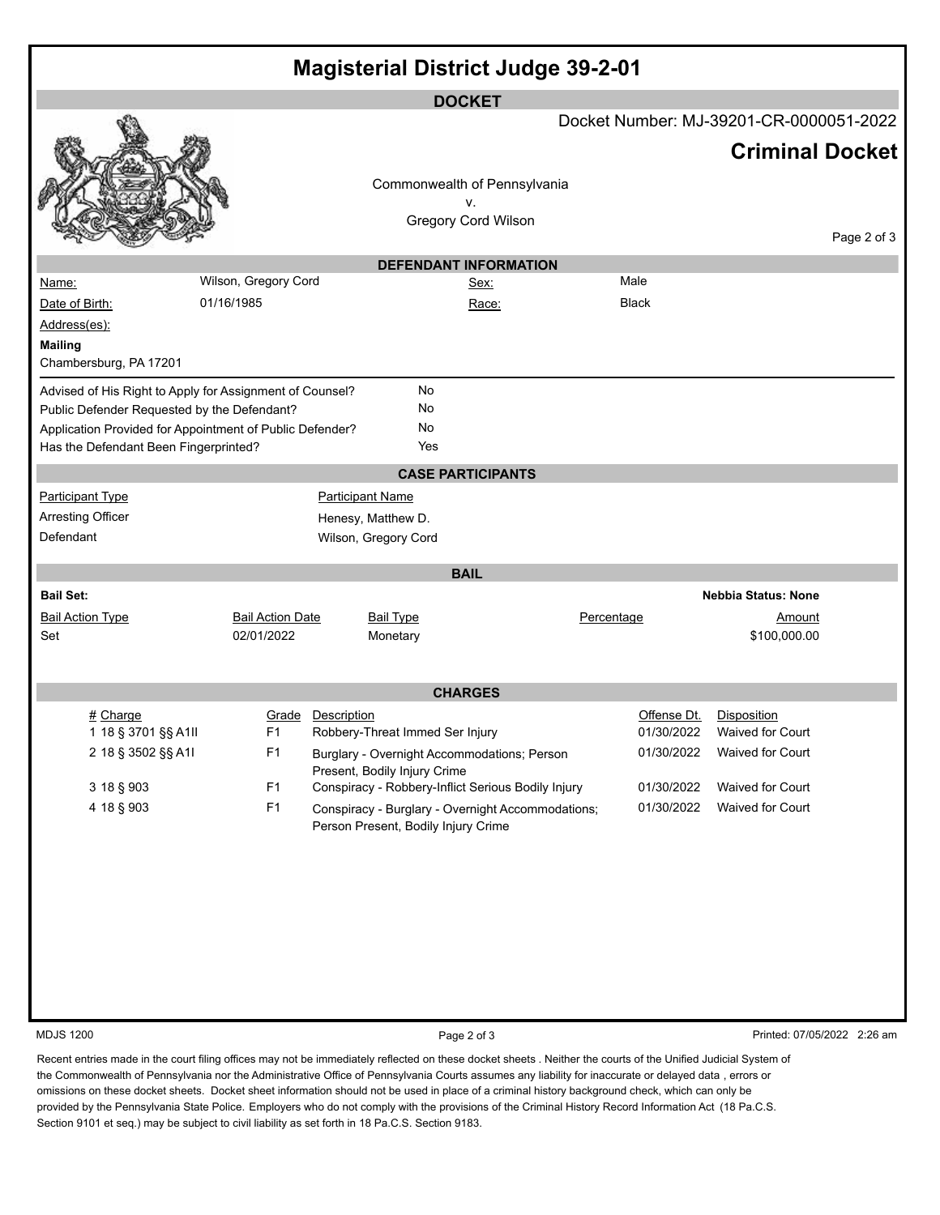# Magisterial District Judge 39-2-01

## DOCKET

Docket Number: MJ-39201-CR-0000051-2022

**Criminal Docket**

Commonwealth of Pennsylvania
v.
Gregory Cord Wilson

### DEFENDANT INFORMATION

| | | | |
|---|---|---|---|
| Name: | Wilson, Gregory Cord | Sex: | Male |
| Date of Birth: | 01/16/1985 | Race: | Black |

Address(es):

**Mailing**
Chambersburg, PA 17201

| | |
|---|---|
| Advised of His Right to Apply for Assignment of Counsel? | No |
| Public Defender Requested by the Defendant? | No |
| Application Provided for Appointment of Public Defender? | No |
| Has the Defendant Been Fingerprinted? | Yes |

### CASE PARTICIPANTS

| Participant Type | Participant Name |
|---|---|
| Arresting Officer | Henesy, Matthew D. |
| Defendant | Wilson, Gregory Cord |

### BAIL

**Bail Set:** **Nebbia Status: None**

| Bail Action Type | Bail Action Date | Bail Type | Percentage | Amount |
|---|---|---|---|---|
| Set | 02/01/2022 | Monetary | | $100,000.00 |

### CHARGES

| # | Charge | Grade | Description | Offense Dt. | Disposition |
|---|---|---|---|---|---|
| 1 | 18 § 3701 §§ A1II | F1 | Robbery-Threat Immed Ser Injury | 01/30/2022 | Waived for Court |
| 2 | 18 § 3502 §§ A1I | F1 | Burglary - Overnight Accommodations; Person Present, Bodily Injury Crime | 01/30/2022 | Waived for Court |
| 3 | 18 § 903 | F1 | Conspiracy - Robbery-Inflict Serious Bodily Injury | 01/30/2022 | Waived for Court |
| 4 | 18 § 903 | F1 | Conspiracy - Burglary - Overnight Accommodations; Person Present, Bodily Injury Crime | 01/30/2022 | Waived for Court |

MDJS 1200 Printed: 07/05/2022 2:26 am

Recent entries made in the court filing offices may not be immediately reflected on these docket sheets . Neither the courts of the Unified Judicial System of the Commonwealth of Pennsylvania nor the Administrative Office of Pennsylvania Courts assumes any liability for inaccurate or delayed data , errors or omissions on these docket sheets. Docket sheet information should not be used in place of a criminal history background check, which can only be provided by the Pennsylvania State Police. Employers who do not comply with the provisions of the Criminal History Record Information Act (18 Pa.C.S. Section 9101 et seq.) may be subject to civil liability as set forth in 18 Pa.C.S. Section 9183.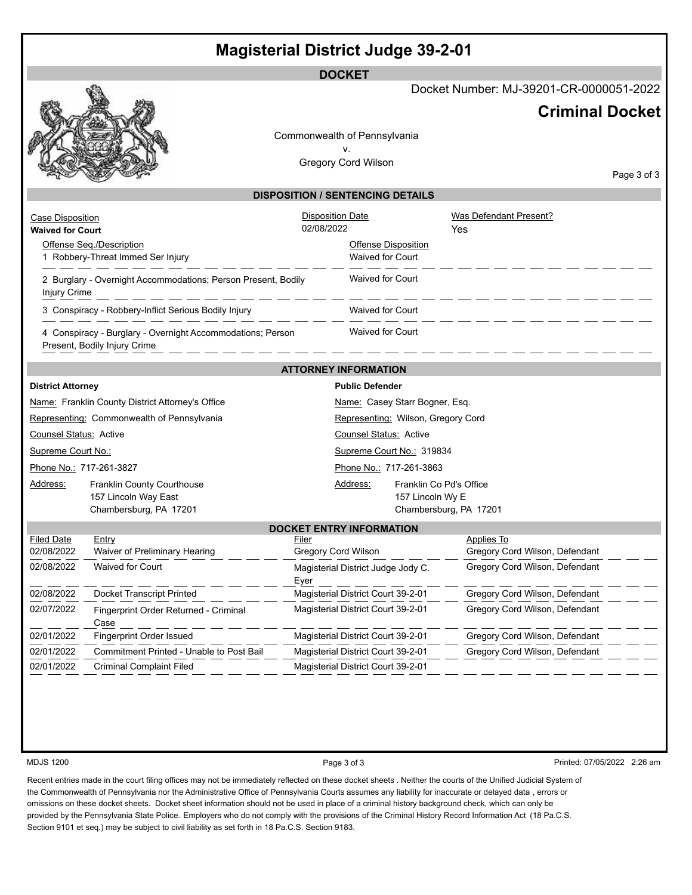# Magisterial District Judge 39-2-01

## DOCKET

Docket Number: MJ-39201-CR-0000051-2022

## Criminal Docket

Commonwealth of Pennsylvania
v.
Gregory Cord Wilson

### DISPOSITION / SENTENCING DETAILS

| Case Disposition | Disposition Date | Was Defendant Present? |
|---|---|---|
| **Waived for Court** | 02/08/2022 | Yes |

| Offense Seq./Description | Offense Disposition |
|---|---|
| 1 Robbery-Threat Immed Ser Injury | Waived for Court |
| 2 Burglary - Overnight Accommodations; Person Present, Bodily Injury Crime | Waived for Court |
| 3 Conspiracy - Robbery-Inflict Serious Bodily Injury | Waived for Court |
| 4 Conspiracy - Burglary - Overnight Accommodations; Person Present, Bodily Injury Crime | Waived for Court |

### ATTORNEY INFORMATION

**District Attorney**

Name: Franklin County District Attorney's Office
Representing: Commonwealth of Pennsylvania
Counsel Status: Active
Supreme Court No.:
Phone No.: 717-261-3827
Address: Franklin County Courthouse
157 Lincoln Way East
Chambersburg, PA 17201

**Public Defender**

Name: Casey Starr Bogner, Esq.
Representing: Wilson, Gregory Cord
Counsel Status: Active
Supreme Court No.: 319834
Phone No.: 717-261-3863
Address: Franklin Co Pd's Office
157 Lincoln Wy E
Chambersburg, PA 17201

### DOCKET ENTRY INFORMATION

| Filed Date | Entry | Filer | Applies To |
|---|---|---|---|
| 02/08/2022 | Waiver of Preliminary Hearing | Gregory Cord Wilson | Gregory Cord Wilson, Defendant |
| 02/08/2022 | Waived for Court | Magisterial District Judge Jody C. Eyer | Gregory Cord Wilson, Defendant |
| 02/08/2022 | Docket Transcript Printed | Magisterial District Court 39-2-01 | Gregory Cord Wilson, Defendant |
| 02/07/2022 | Fingerprint Order Returned - Criminal Case | Magisterial District Court 39-2-01 | Gregory Cord Wilson, Defendant |
| 02/01/2022 | Fingerprint Order Issued | Magisterial District Court 39-2-01 | Gregory Cord Wilson, Defendant |
| 02/01/2022 | Commitment Printed - Unable to Post Bail | Magisterial District Court 39-2-01 | Gregory Cord Wilson, Defendant |
| 02/01/2022 | Criminal Complaint Filed | Magisterial District Court 39-2-01 | |

MDJS 1200

Printed: 07/05/2022 2:26 am

Recent entries made in the court filing offices may not be immediately reflected on these docket sheets . Neither the courts of the Unified Judicial System of the Commonwealth of Pennsylvania nor the Administrative Office of Pennsylvania Courts assumes any liability for inaccurate or delayed data , errors or omissions on these docket sheets. Docket sheet information should not be used in place of a criminal history background check, which can only be provided by the Pennsylvania State Police. Employers who do not comply with the provisions of the Criminal History Record Information Act (18 Pa.C.S. Section 9101 et seq.) may be subject to civil liability as set forth in 18 Pa.C.S. Section 9183.